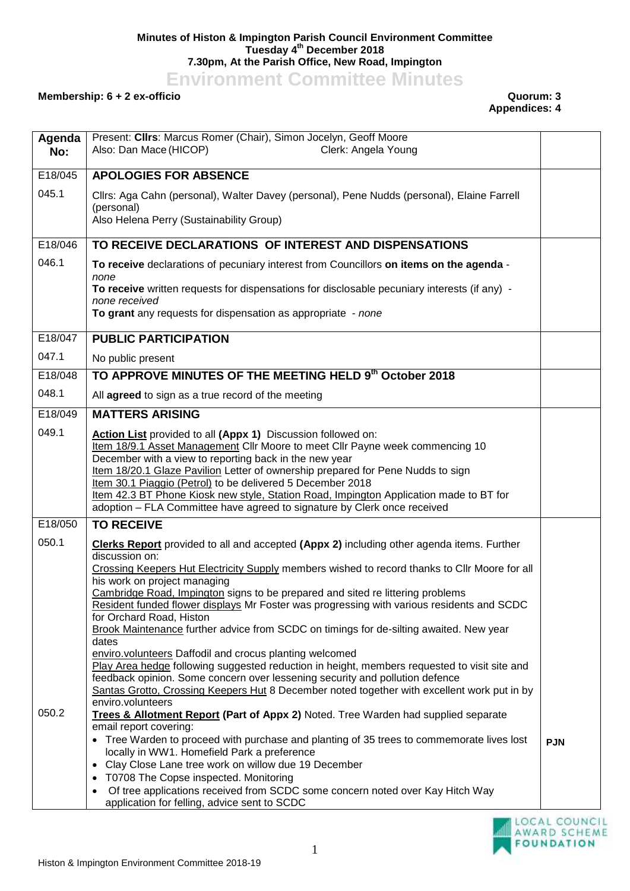**Minutes of Histon & Impington Parish Council Environment Committee**
**Tuesday 4th December 2018**
**7.30pm, At the Parish Office, New Road, Impington**

# Environment Committee Minutes

**Membership: 6 + 2 ex-officio** **Quorum: 3**
**Appendices: 4**

| Agenda No: | Present: **Cllrs**: Marcus Romer (Chair), Simon Jocelyn, Geoff Moore<br>Also: Dan Mace (HICOP) Clerk: Angela Young | |
|---|---|---|
| E18/045 | **APOLOGIES FOR ABSENCE** | |
| 045.1 | Cllrs: Aga Cahn (personal), Walter Davey (personal), Pene Nudds (personal), Elaine Farrell (personal)<br>Also Helena Perry (Sustainability Group) | |
| E18/046 | **TO RECEIVE DECLARATIONS OF INTEREST AND DISPENSATIONS** | |
| 046.1 | **To receive** declarations of pecuniary interest from Councillors **on items on the agenda** - *none*<br>**To receive** written requests for dispensations for disclosable pecuniary interests (if any) - *none received*<br>**To grant** any requests for dispensation as appropriate - *none* | |
| E18/047 | **PUBLIC PARTICIPATION** | |
| 047.1 | No public present | |
| E18/048 | **TO APPROVE MINUTES OF THE MEETING HELD 9th October 2018** | |
| 048.1 | All **agreed** to sign as a true record of the meeting | |
| E18/049 | **MATTERS ARISING** | |
| 049.1 | **Action List** provided to all **(Appx 1)** Discussion followed on:<br>Item 18/9.1 Asset Management Cllr Moore to meet Cllr Payne week commencing 10 December with a view to reporting back in the new year<br>Item 18/20.1 Glaze Pavilion Letter of ownership prepared for Pene Nudds to sign<br>Item 30.1 Piaggio (Petrol) to be delivered 5 December 2018<br>Item 42.3 BT Phone Kiosk new style, Station Road, Impington Application made to BT for adoption – FLA Committee have agreed to signature by Clerk once received | |
| E18/050 | **TO RECEIVE** | |
| 050.1 | **Clerks Report** provided to all and accepted **(Appx 2)** including other agenda items. Further discussion on:<br>Crossing Keepers Hut Electricity Supply members wished to record thanks to Cllr Moore for all his work on project managing<br>Cambridge Road, Impington signs to be prepared and sited re littering problems<br>Resident funded flower displays Mr Foster was progressing with various residents and SCDC for Orchard Road, Histon<br>Brook Maintenance further advice from SCDC on timings for de-silting awaited. New year dates<br>enviro.volunteers Daffodil and crocus planting welcomed<br>Play Area hedge following suggested reduction in height, members requested to visit site and feedback opinion. Some concern over lessening security and pollution defence<br>Santas Grotto, Crossing Keepers Hut 8 December noted together with excellent work put in by enviro.volunteers | |
| 050.2 | **Trees & Allotment Report (Part of Appx 2)** Noted. Tree Warden had supplied separate email report covering:<br>• Tree Warden to proceed with purchase and planting of 35 trees to commemorate lives lost locally in WW1. Homefield Park a preference<br>• Clay Close Lane tree work on willow due 19 December<br>• T0708 The Copse inspected. Monitoring<br>• Of tree applications received from SCDC some concern noted over Kay Hitch Way application for felling, advice sent to SCDC | **PJN** |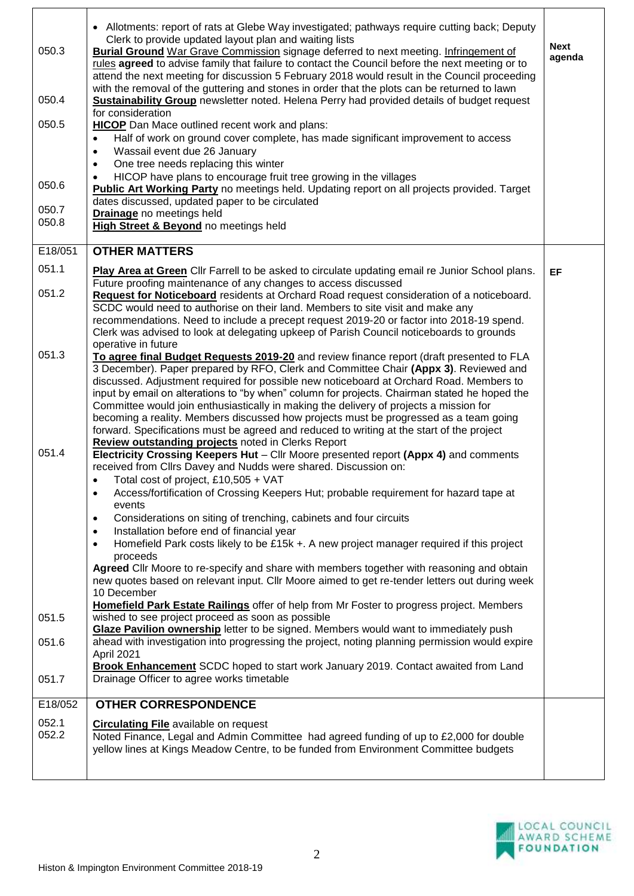| | | |
|---|---|---|
| | • Allotments: report of rats at Glebe Way investigated; pathways require cutting back; Deputy Clerk to provide updated layout plan and waiting lists | |
| 050.3 | **Burial Ground** War Grave Commission signage deferred to next meeting. Infringement of rules **agreed** to advise family that failure to contact the Council before the next meeting or to attend the next meeting for discussion 5 February 2018 would result in the Council proceeding with the removal of the guttering and stones in order that the plots can be returned to lawn | **Next agenda** |
| 050.4 | **Sustainability Group** newsletter noted. Helena Perry had provided details of budget request for consideration | |
| 050.5 | **HICOP** Dan Mace outlined recent work and plans:<br>• Half of work on ground cover complete, has made significant improvement to access<br>• Wassail event due 26 January<br>• One tree needs replacing this winter<br>• HICOP have plans to encourage fruit tree growing in the villages | |
| 050.6 | **Public Art Working Party** no meetings held. Updating report on all projects provided. Target dates discussed, updated paper to be circulated | |
| 050.7 | **Drainage** no meetings held | |
| 050.8 | **High Street & Beyond** no meetings held | |
| E18/051 | **OTHER MATTERS** | |
| 051.1 | **Play Area at Green** Cllr Farrell to be asked to circulate updating email re Junior School plans. Future proofing maintenance of any changes to access discussed | **EF** |
| 051.2 | **Request for Noticeboard** residents at Orchard Road request consideration of a noticeboard. SCDC would need to authorise on their land. Members to site visit and make any recommendations. Need to include a precept request 2019-20 or factor into 2018-19 spend. Clerk was advised to look at delegating upkeep of Parish Council noticeboards to grounds operative in future | |
| 051.3 | **To agree final Budget Requests 2019-20** and review finance report (draft presented to FLA 3 December). Paper prepared by RFO, Clerk and Committee Chair **(Appx 3)**. Reviewed and discussed. Adjustment required for possible new noticeboard at Orchard Road. Members to input by email on alterations to "by when" column for projects. Chairman stated he hoped the Committee would join enthusiastically in making the delivery of projects a mission for becoming a reality. Members discussed how projects must be progressed as a team going forward. Specifications must be agreed and reduced to writing at the start of the project<br>**Review outstanding projects** noted in Clerks Report | |
| 051.4 | **Electricity Crossing Keepers Hut** – Cllr Moore presented report **(Appx 4)** and comments received from Cllrs Davey and Nudds were shared. Discussion on:<br>• Total cost of project, £10,505 + VAT<br>• Access/fortification of Crossing Keepers Hut; probable requirement for hazard tape at events<br>• Considerations on siting of trenching, cabinets and four circuits<br>• Installation before end of financial year<br>• Homefield Park costs likely to be £15k +. A new project manager required if this project proceeds<br>**Agreed** Cllr Moore to re-specify and share with members together with reasoning and obtain new quotes based on relevant input. Cllr Moore aimed to get re-tender letters out during week 10 December | |
| 051.5 | **Homefield Park Estate Railings** offer of help from Mr Foster to progress project. Members wished to see project proceed as soon as possible | |
| 051.6 | **Glaze Pavilion ownership** letter to be signed. Members would want to immediately push ahead with investigation into progressing the project, noting planning permission would expire April 2021 | |
| 051.7 | **Brook Enhancement** SCDC hoped to start work January 2019. Contact awaited from Land Drainage Officer to agree works timetable | |
| E18/052 | **OTHER CORRESPONDENCE** | |
| 052.1 | **Circulating File** available on request | |
| 052.2 | Noted Finance, Legal and Admin Committee had agreed funding of up to £2,000 for double yellow lines at Kings Meadow Centre, to be funded from Environment Committee budgets | |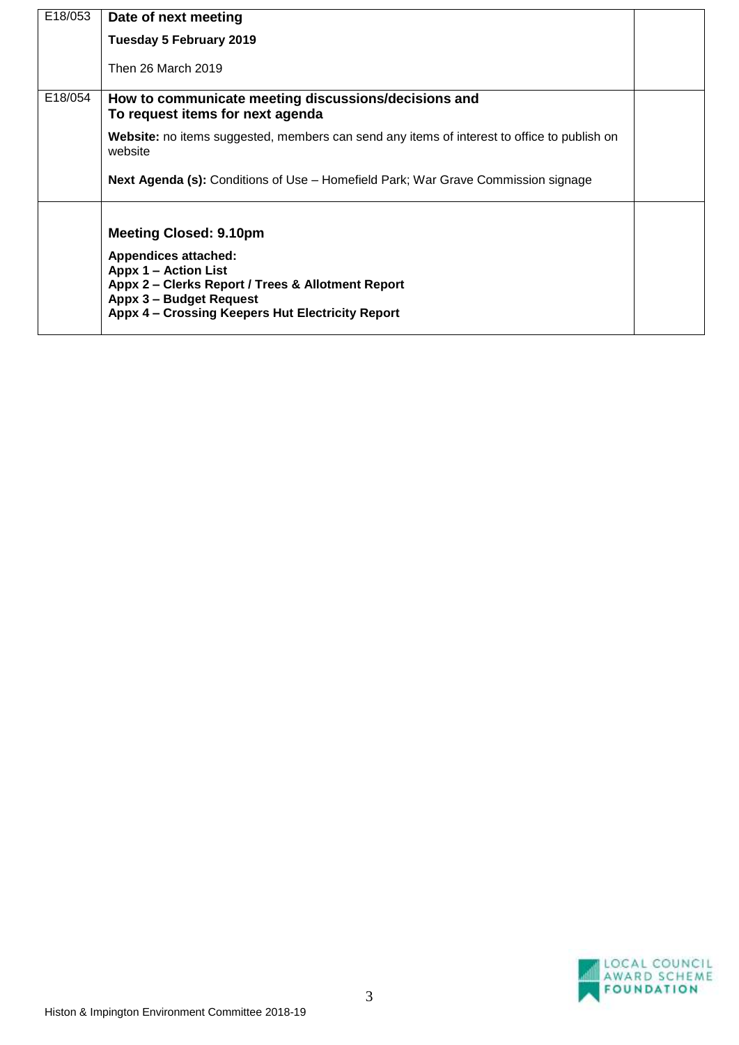| | | |
|---|---|---|
| E18/053 | **Date of next meeting**<br>**Tuesday 5 February 2019**<br>Then 26 March 2019 | |
| E18/054 | **How to communicate meeting discussions/decisions and To request items for next agenda**<br>**Website:** no items suggested, members can send any items of interest to office to publish on website<br>**Next Agenda (s):** Conditions of Use – Homefield Park; War Grave Commission signage | |
| | **Meeting Closed: 9.10pm**<br>**Appendices attached:**<br>**Appx 1 – Action List**<br>**Appx 2 – Clerks Report / Trees & Allotment Report**<br>**Appx 3 – Budget Request**<br>**Appx 4 – Crossing Keepers Hut Electricity Report** | |